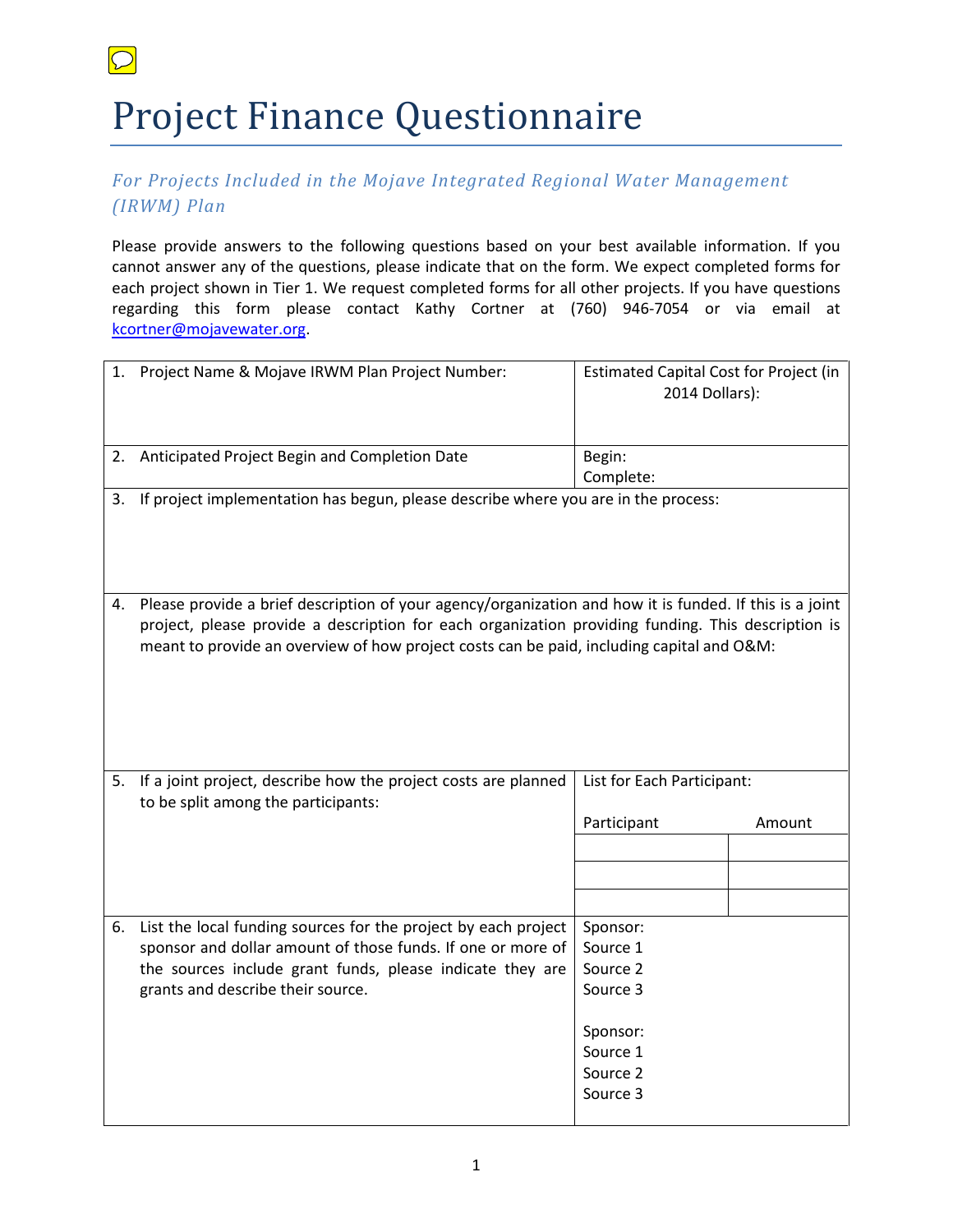# Project Finance Questionnaire

*For Projects Included in the Mojave Integrated Regional Water Management (IRWM) Plan*

Please provide answers to the following questions based on your best available information. If you cannot answer any of the questions, please indicate that on the form. We expect completed forms for each project shown in Tier 1. We request completed forms for all other projects. If you have questions regarding this form please contact Kathy Cortner at (760) 946-7054 or via email at kcortner@mojavewater.org.

| | |
|---|---|
| 1. Project Name & Mojave IRWM Plan Project Number: | Estimated Capital Cost for Project (in 2014 Dollars): |
| 2. Anticipated Project Begin and Completion Date | Begin:<br>Complete: |
| 3. If project implementation has begun, please describe where you are in the process: | |
| 4. Please provide a brief description of your agency/organization and how it is funded. If this is a joint project, please provide a description for each organization providing funding. This description is meant to provide an overview of how project costs can be paid, including capital and O&M: | |
| 5. If a joint project, describe how the project costs are planned to be split among the participants: | List for Each Participant:<br><br>Participant / Amount<br><br>\_\_\_\_ / \_\_\_\_<br>\_\_\_\_ / \_\_\_\_<br>\_\_\_\_ / \_\_\_\_ |
| 6. List the local funding sources for the project by each project sponsor and dollar amount of those funds. If one or more of the sources include grant funds, please indicate they are grants and describe their source. | Sponsor:<br>Source 1<br>Source 2<br>Source 3<br><br>Sponsor:<br>Source 1<br>Source 2<br>Source 3 |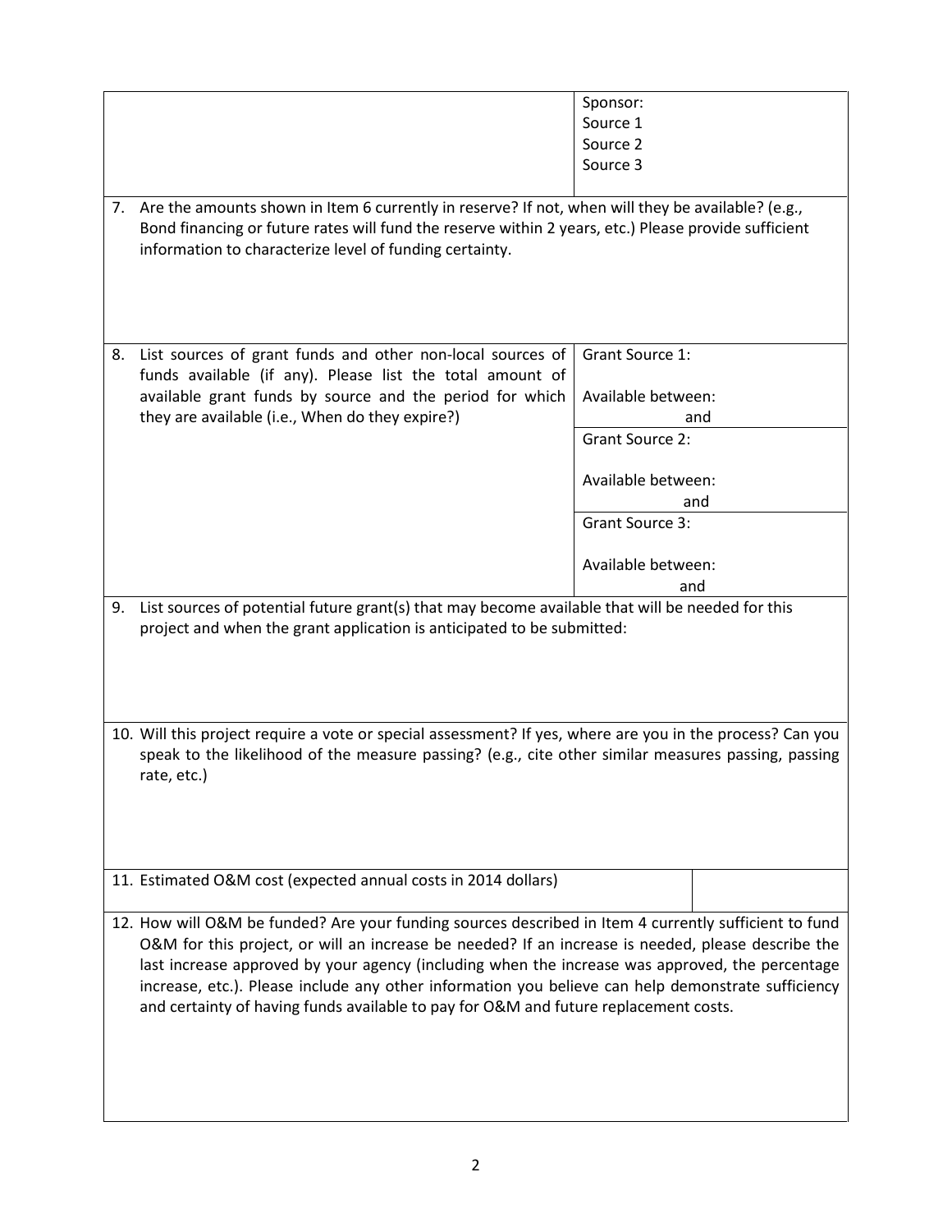| | |
|---|---|
| | Sponsor:<br>Source 1<br>Source 2<br>Source 3 |
| 7. Are the amounts shown in Item 6 currently in reserve? If not, when will they be available? (e.g., Bond financing or future rates will fund the reserve within 2 years, etc.) Please provide sufficient information to characterize level of funding certainty. | |
| 8. List sources of grant funds and other non-local sources of funds available (if any). Please list the total amount of available grant funds by source and the period for which they are available (i.e., When do they expire?) | Grant Source 1:<br><br>Available between:<br>and |
| | Grant Source 2:<br><br>Available between:<br>and |
| | Grant Source 3:<br><br>Available between:<br>and |
| 9. List sources of potential future grant(s) that may become available that will be needed for this project and when the grant application is anticipated to be submitted: | |
| 10. Will this project require a vote or special assessment? If yes, where are you in the process? Can you speak to the likelihood of the measure passing? (e.g., cite other similar measures passing, passing rate, etc.) | |
| 11. Estimated O&M cost (expected annual costs in 2014 dollars) | |
| 12. How will O&M be funded? Are your funding sources described in Item 4 currently sufficient to fund O&M for this project, or will an increase be needed? If an increase is needed, please describe the last increase approved by your agency (including when the increase was approved, the percentage increase, etc.). Please include any other information you believe can help demonstrate sufficiency and certainty of having funds available to pay for O&M and future replacement costs. | |